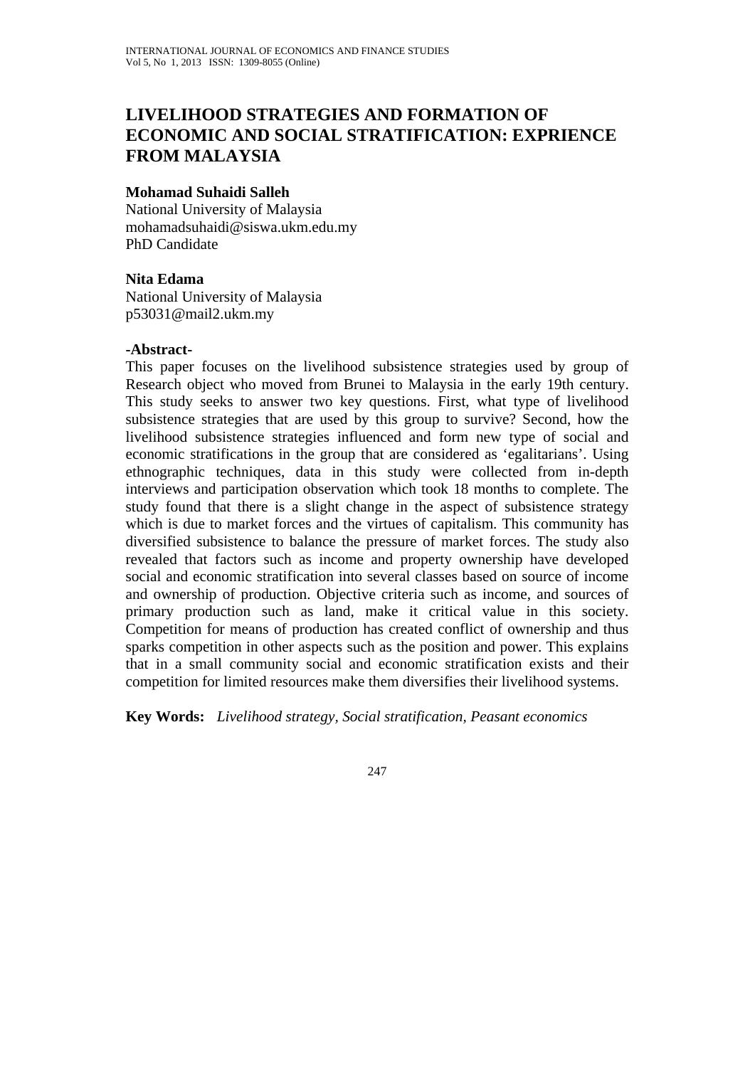# LIVELIHOOD STRATEGIES AND FORMATION OF ECONOMIC AND SOCIAL STRATIFICATION: EXPRIENCE FROM MALAYSIA

**Mohamad Suhaidi Salleh**
National University of Malaysia
mohamadsuhaidi@siswa.ukm.edu.my
PhD Candidate

**Nita Edama**
National University of Malaysia
p53031@mail2.ukm.my

**-Abstract-**

This paper focuses on the livelihood subsistence strategies used by group of Research object who moved from Brunei to Malaysia in the early 19th century. This study seeks to answer two key questions. First, what type of livelihood subsistence strategies that are used by this group to survive? Second, how the livelihood subsistence strategies influenced and form new type of social and economic stratifications in the group that are considered as 'egalitarians'. Using ethnographic techniques, data in this study were collected from in-depth interviews and participation observation which took 18 months to complete. The study found that there is a slight change in the aspect of subsistence strategy which is due to market forces and the virtues of capitalism. This community has diversified subsistence to balance the pressure of market forces. The study also revealed that factors such as income and property ownership have developed social and economic stratification into several classes based on source of income and ownership of production. Objective criteria such as income, and sources of primary production such as land, make it critical value in this society. Competition for means of production has created conflict of ownership and thus sparks competition in other aspects such as the position and power. This explains that in a small community social and economic stratification exists and their competition for limited resources make them diversifies their livelihood systems.

**Key Words:** *Livelihood strategy, Social stratification, Peasant economics*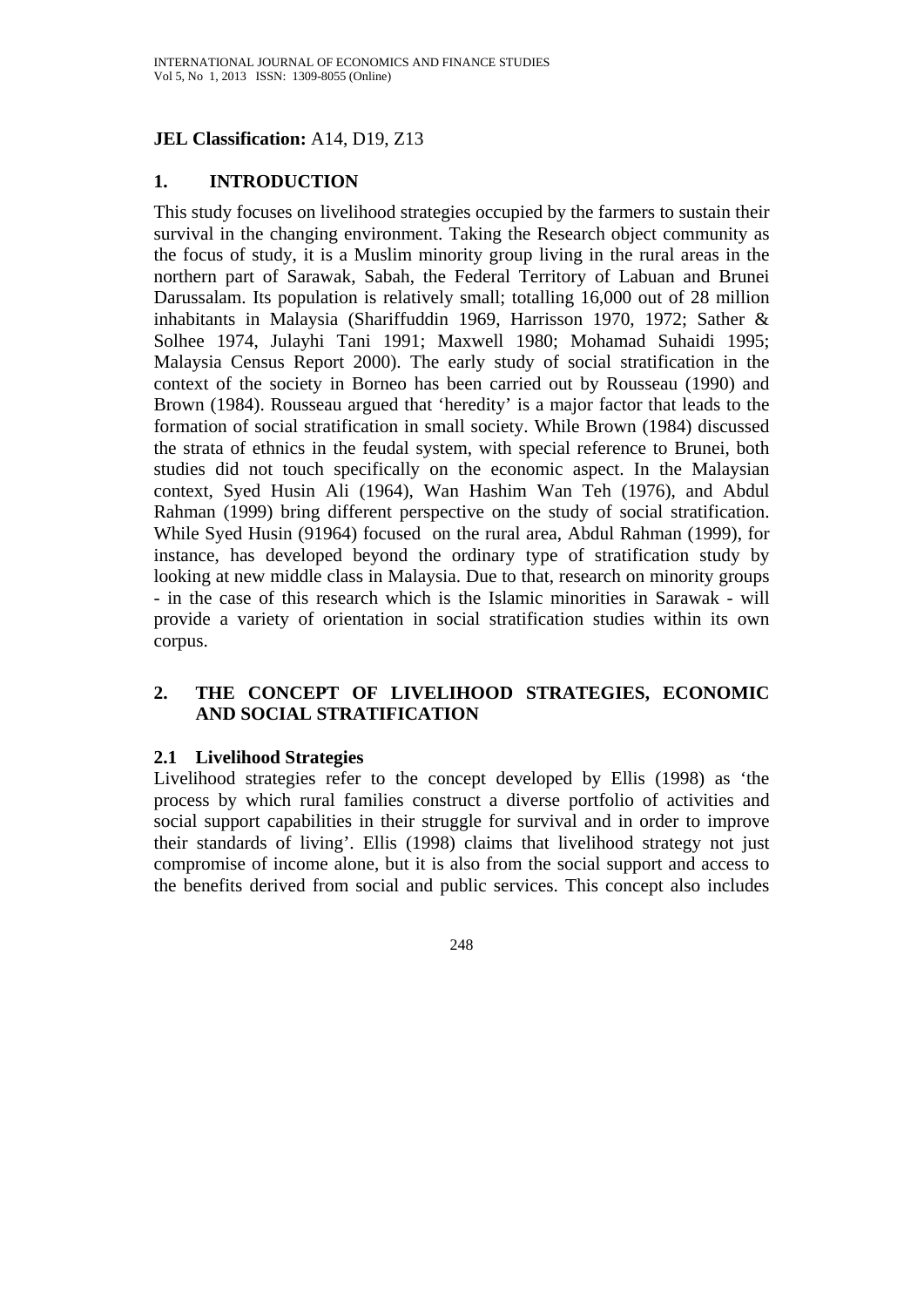**JEL Classification:** A14, D19, Z13

## 1. INTRODUCTION

This study focuses on livelihood strategies occupied by the farmers to sustain their survival in the changing environment. Taking the Research object community as the focus of study, it is a Muslim minority group living in the rural areas in the northern part of Sarawak, Sabah, the Federal Territory of Labuan and Brunei Darussalam. Its population is relatively small; totalling 16,000 out of 28 million inhabitants in Malaysia (Shariffuddin 1969, Harrisson 1970, 1972; Sather & Solhee 1974, Julayhi Tani 1991; Maxwell 1980; Mohamad Suhaidi 1995; Malaysia Census Report 2000). The early study of social stratification in the context of the society in Borneo has been carried out by Rousseau (1990) and Brown (1984). Rousseau argued that 'heredity' is a major factor that leads to the formation of social stratification in small society. While Brown (1984) discussed the strata of ethnics in the feudal system, with special reference to Brunei, both studies did not touch specifically on the economic aspect. In the Malaysian context, Syed Husin Ali (1964), Wan Hashim Wan Teh (1976), and Abdul Rahman (1999) bring different perspective on the study of social stratification. While Syed Husin (91964) focused on the rural area, Abdul Rahman (1999), for instance, has developed beyond the ordinary type of stratification study by looking at new middle class in Malaysia. Due to that, research on minority groups - in the case of this research which is the Islamic minorities in Sarawak - will provide a variety of orientation in social stratification studies within its own corpus.

## 2. THE CONCEPT OF LIVELIHOOD STRATEGIES, ECONOMIC AND SOCIAL STRATIFICATION

### 2.1 Livelihood Strategies

Livelihood strategies refer to the concept developed by Ellis (1998) as 'the process by which rural families construct a diverse portfolio of activities and social support capabilities in their struggle for survival and in order to improve their standards of living'. Ellis (1998) claims that livelihood strategy not just compromise of income alone, but it is also from the social support and access to the benefits derived from social and public services. This concept also includes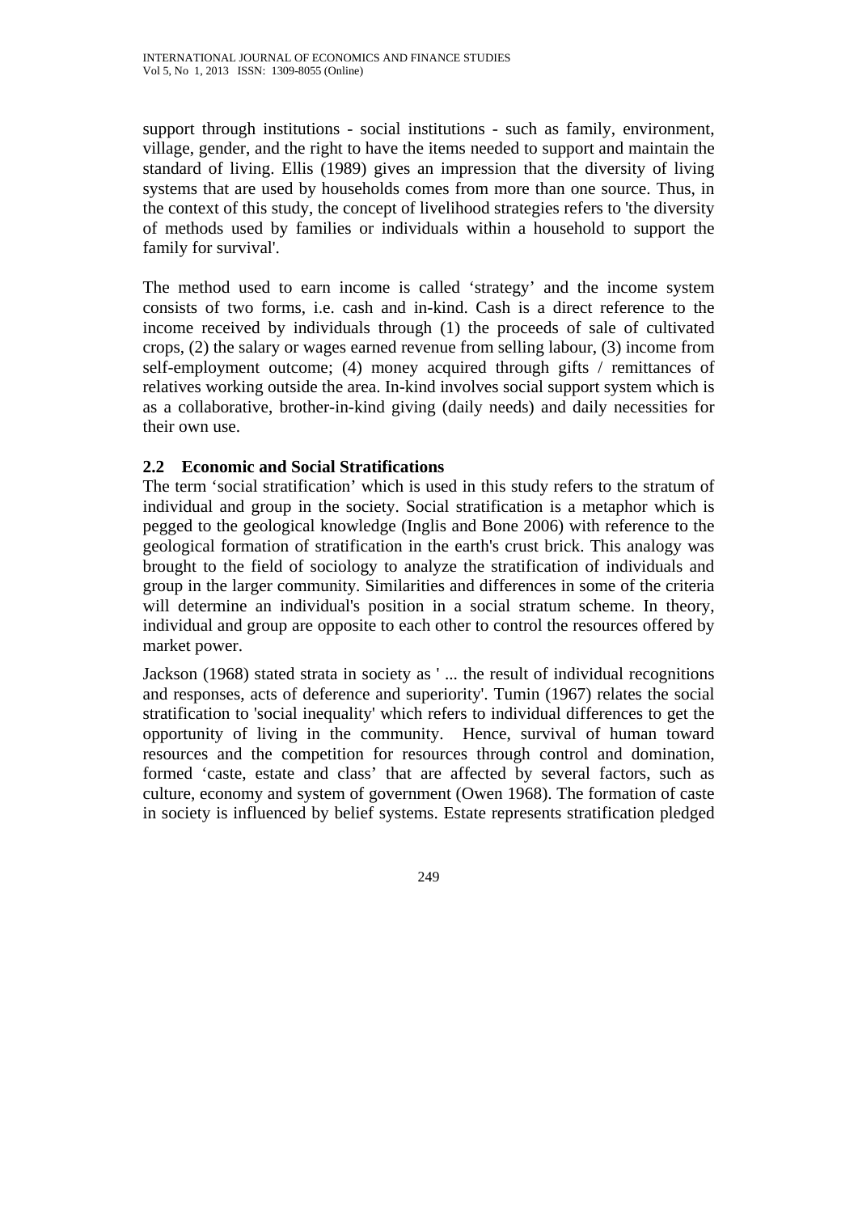support through institutions - social institutions - such as family, environment, village, gender, and the right to have the items needed to support and maintain the standard of living. Ellis (1989) gives an impression that the diversity of living systems that are used by households comes from more than one source. Thus, in the context of this study, the concept of livelihood strategies refers to 'the diversity of methods used by families or individuals within a household to support the family for survival'.

The method used to earn income is called 'strategy' and the income system consists of two forms, i.e. cash and in-kind. Cash is a direct reference to the income received by individuals through (1) the proceeds of sale of cultivated crops, (2) the salary or wages earned revenue from selling labour, (3) income from self-employment outcome; (4) money acquired through gifts / remittances of relatives working outside the area. In-kind involves social support system which is as a collaborative, brother-in-kind giving (daily needs) and daily necessities for their own use.

### 2.2 Economic and Social Stratifications

The term 'social stratification' which is used in this study refers to the stratum of individual and group in the society. Social stratification is a metaphor which is pegged to the geological knowledge (Inglis and Bone 2006) with reference to the geological formation of stratification in the earth's crust brick. This analogy was brought to the field of sociology to analyze the stratification of individuals and group in the larger community. Similarities and differences in some of the criteria will determine an individual's position in a social stratum scheme. In theory, individual and group are opposite to each other to control the resources offered by market power.

Jackson (1968) stated strata in society as ' ... the result of individual recognitions and responses, acts of deference and superiority'. Tumin (1967) relates the social stratification to 'social inequality' which refers to individual differences to get the opportunity of living in the community. Hence, survival of human toward resources and the competition for resources through control and domination, formed 'caste, estate and class' that are affected by several factors, such as culture, economy and system of government (Owen 1968). The formation of caste in society is influenced by belief systems. Estate represents stratification pledged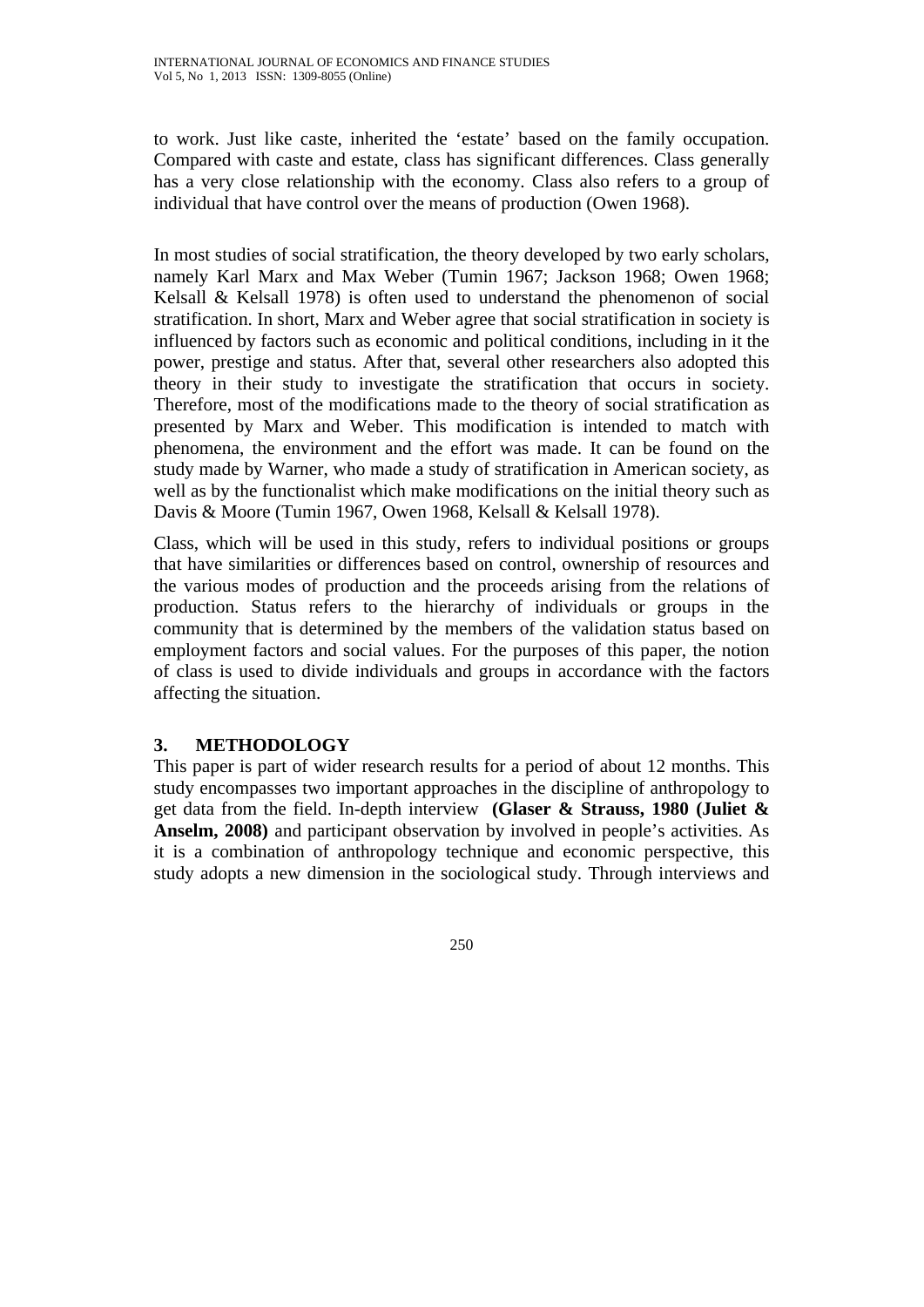to work. Just like caste, inherited the 'estate' based on the family occupation. Compared with caste and estate, class has significant differences. Class generally has a very close relationship with the economy. Class also refers to a group of individual that have control over the means of production (Owen 1968).

In most studies of social stratification, the theory developed by two early scholars, namely Karl Marx and Max Weber (Tumin 1967; Jackson 1968; Owen 1968; Kelsall & Kelsall 1978) is often used to understand the phenomenon of social stratification. In short, Marx and Weber agree that social stratification in society is influenced by factors such as economic and political conditions, including in it the power, prestige and status. After that, several other researchers also adopted this theory in their study to investigate the stratification that occurs in society. Therefore, most of the modifications made to the theory of social stratification as presented by Marx and Weber. This modification is intended to match with phenomena, the environment and the effort was made. It can be found on the study made by Warner, who made a study of stratification in American society, as well as by the functionalist which make modifications on the initial theory such as Davis & Moore (Tumin 1967, Owen 1968, Kelsall & Kelsall 1978).

Class, which will be used in this study, refers to individual positions or groups that have similarities or differences based on control, ownership of resources and the various modes of production and the proceeds arising from the relations of production. Status refers to the hierarchy of individuals or groups in the community that is determined by the members of the validation status based on employment factors and social values. For the purposes of this paper, the notion of class is used to divide individuals and groups in accordance with the factors affecting the situation.

## 3. METHODOLOGY

This paper is part of wider research results for a period of about 12 months. This study encompasses two important approaches in the discipline of anthropology to get data from the field. In-depth interview **(Glaser & Strauss, 1980 (Juliet & Anselm, 2008)** and participant observation by involved in people's activities. As it is a combination of anthropology technique and economic perspective, this study adopts a new dimension in the sociological study. Through interviews and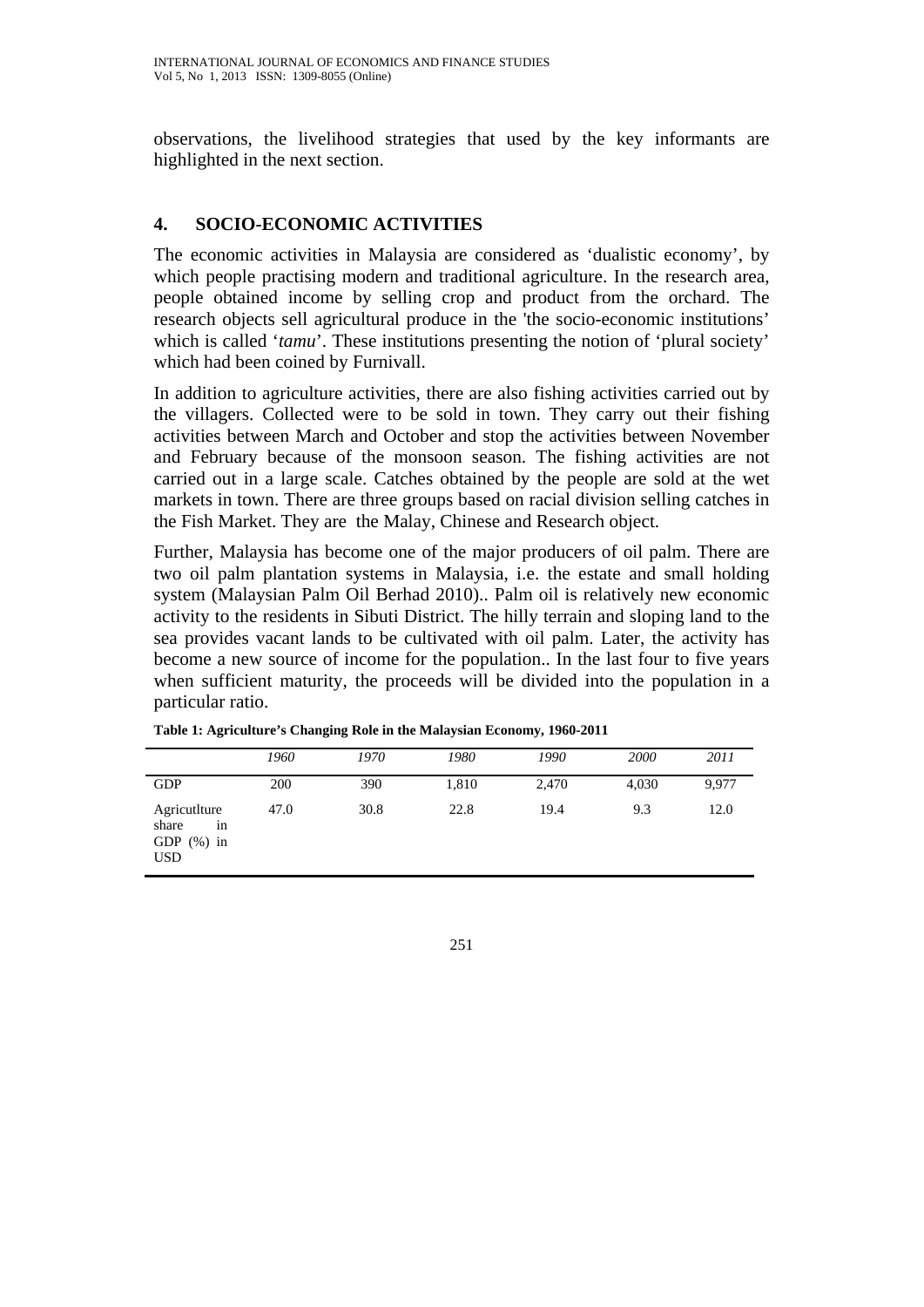observations, the livelihood strategies that used by the key informants are highlighted in the next section.

## 4. SOCIO-ECONOMIC ACTIVITIES

The economic activities in Malaysia are considered as 'dualistic economy', by which people practising modern and traditional agriculture. In the research area, people obtained income by selling crop and product from the orchard. The research objects sell agricultural produce in the 'the socio-economic institutions' which is called '*tamu*'. These institutions presenting the notion of 'plural society' which had been coined by Furnivall.

In addition to agriculture activities, there are also fishing activities carried out by the villagers. Collected were to be sold in town. They carry out their fishing activities between March and October and stop the activities between November and February because of the monsoon season. The fishing activities are not carried out in a large scale. Catches obtained by the people are sold at the wet markets in town. There are three groups based on racial division selling catches in the Fish Market. They are the Malay, Chinese and Research object.

Further, Malaysia has become one of the major producers of oil palm. There are two oil palm plantation systems in Malaysia, i.e. the estate and small holding system (Malaysian Palm Oil Berhad 2010).. Palm oil is relatively new economic activity to the residents in Sibuti District. The hilly terrain and sloping land to the sea provides vacant lands to be cultivated with oil palm. Later, the activity has become a new source of income for the population.. In the last four to five years when sufficient maturity, the proceeds will be divided into the population in a particular ratio.

**Table 1: Agriculture's Changing Role in the Malaysian Economy, 1960-2011**

| | *1960* | *1970* | *1980* | *1990* | *2000* | *2011* |
|---|---|---|---|---|---|---|
| GDP | 200 | 390 | 1,810 | 2,470 | 4,030 | 9,977 |
| Agricutlture share in GDP (%) in USD | 47.0 | 30.8 | 22.8 | 19.4 | 9.3 | 12.0 |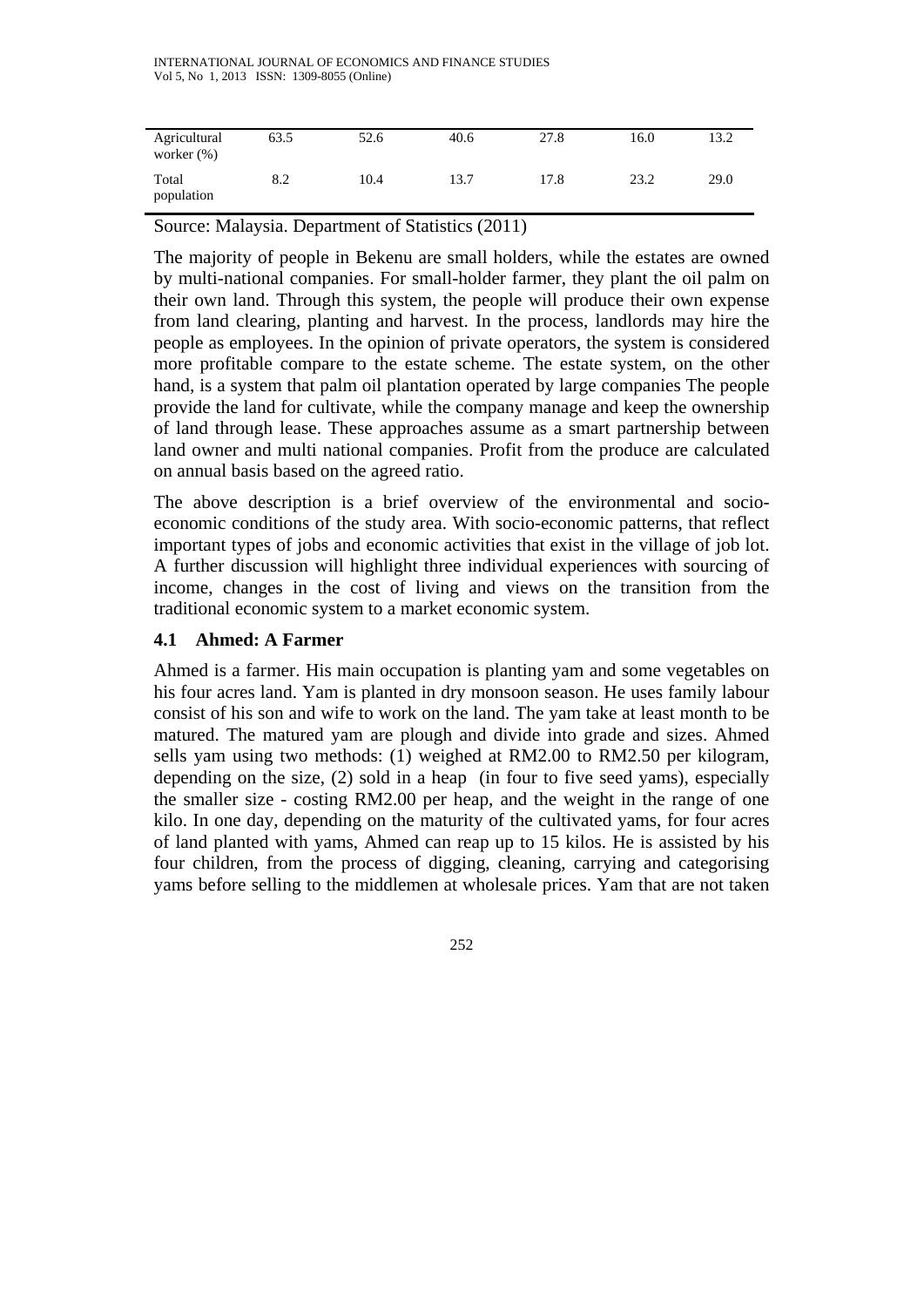| Agricultural worker (%) | 63.5 | 52.6 | 40.6 | 27.8 | 16.0 | 13.2 |
|---|---|---|---|---|---|---|
| Total population | 8.2 | 10.4 | 13.7 | 17.8 | 23.2 | 29.0 |

Source: Malaysia. Department of Statistics (2011)

The majority of people in Bekenu are small holders, while the estates are owned by multi-national companies. For small-holder farmer, they plant the oil palm on their own land. Through this system, the people will produce their own expense from land clearing, planting and harvest. In the process, landlords may hire the people as employees. In the opinion of private operators, the system is considered more profitable compare to the estate scheme. The estate system, on the other hand, is a system that palm oil plantation operated by large companies The people provide the land for cultivate, while the company manage and keep the ownership of land through lease. These approaches assume as a smart partnership between land owner and multi national companies. Profit from the produce are calculated on annual basis based on the agreed ratio.

The above description is a brief overview of the environmental and socio-economic conditions of the study area. With socio-economic patterns, that reflect important types of jobs and economic activities that exist in the village of job lot. A further discussion will highlight three individual experiences with sourcing of income, changes in the cost of living and views on the transition from the traditional economic system to a market economic system.

### 4.1 Ahmed: A Farmer

Ahmed is a farmer. His main occupation is planting yam and some vegetables on his four acres land. Yam is planted in dry monsoon season. He uses family labour consist of his son and wife to work on the land. The yam take at least month to be matured. The matured yam are plough and divide into grade and sizes. Ahmed sells yam using two methods: (1) weighed at RM2.00 to RM2.50 per kilogram, depending on the size, (2) sold in a heap (in four to five seed yams), especially the smaller size - costing RM2.00 per heap, and the weight in the range of one kilo. In one day, depending on the maturity of the cultivated yams, for four acres of land planted with yams, Ahmed can reap up to 15 kilos. He is assisted by his four children, from the process of digging, cleaning, carrying and categorising yams before selling to the middlemen at wholesale prices. Yam that are not taken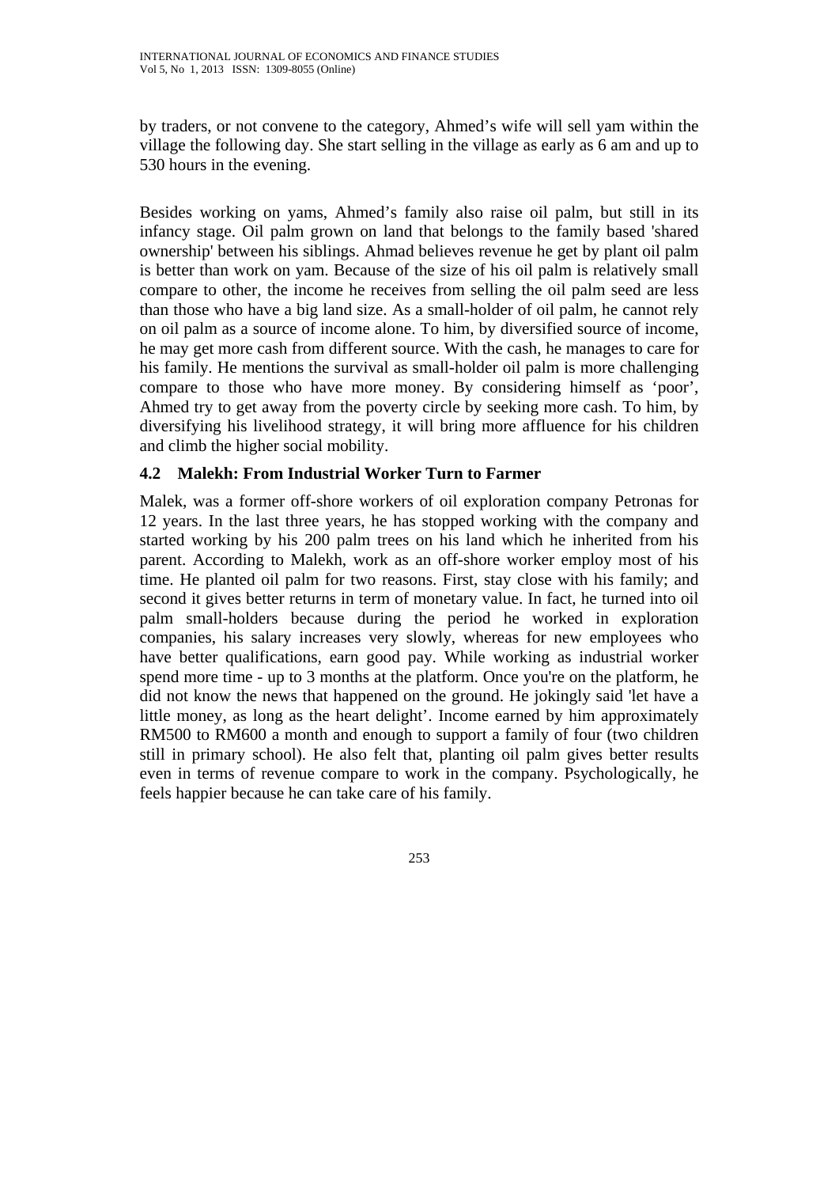by traders, or not convene to the category, Ahmed's wife will sell yam within the village the following day. She start selling in the village as early as 6 am and up to 530 hours in the evening.

Besides working on yams, Ahmed's family also raise oil palm, but still in its infancy stage. Oil palm grown on land that belongs to the family based 'shared ownership' between his siblings. Ahmad believes revenue he get by plant oil palm is better than work on yam. Because of the size of his oil palm is relatively small compare to other, the income he receives from selling the oil palm seed are less than those who have a big land size. As a small-holder of oil palm, he cannot rely on oil palm as a source of income alone. To him, by diversified source of income, he may get more cash from different source. With the cash, he manages to care for his family. He mentions the survival as small-holder oil palm is more challenging compare to those who have more money. By considering himself as 'poor', Ahmed try to get away from the poverty circle by seeking more cash. To him, by diversifying his livelihood strategy, it will bring more affluence for his children and climb the higher social mobility.

### 4.2 Malekh: From Industrial Worker Turn to Farmer

Malek, was a former off-shore workers of oil exploration company Petronas for 12 years. In the last three years, he has stopped working with the company and started working by his 200 palm trees on his land which he inherited from his parent. According to Malekh, work as an off-shore worker employ most of his time. He planted oil palm for two reasons. First, stay close with his family; and second it gives better returns in term of monetary value. In fact, he turned into oil palm small-holders because during the period he worked in exploration companies, his salary increases very slowly, whereas for new employees who have better qualifications, earn good pay. While working as industrial worker spend more time - up to 3 months at the platform. Once you're on the platform, he did not know the news that happened on the ground. He jokingly said 'let have a little money, as long as the heart delight'. Income earned by him approximately RM500 to RM600 a month and enough to support a family of four (two children still in primary school). He also felt that, planting oil palm gives better results even in terms of revenue compare to work in the company. Psychologically, he feels happier because he can take care of his family.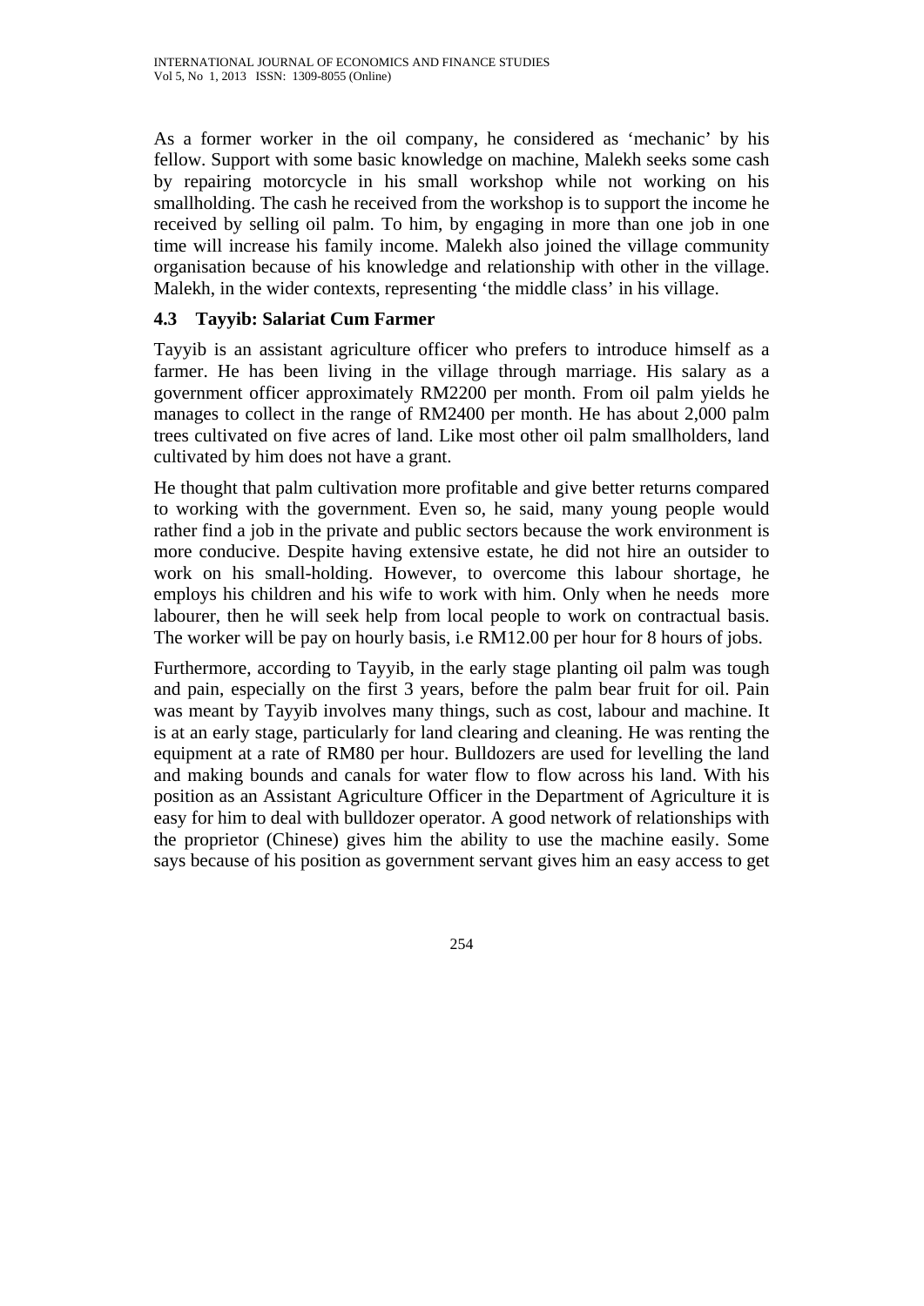As a former worker in the oil company, he considered as 'mechanic' by his fellow. Support with some basic knowledge on machine, Malekh seeks some cash by repairing motorcycle in his small workshop while not working on his smallholding. The cash he received from the workshop is to support the income he received by selling oil palm. To him, by engaging in more than one job in one time will increase his family income. Malekh also joined the village community organisation because of his knowledge and relationship with other in the village. Malekh, in the wider contexts, representing 'the middle class' in his village.

### 4.3 Tayyib: Salariat Cum Farmer

Tayyib is an assistant agriculture officer who prefers to introduce himself as a farmer. He has been living in the village through marriage. His salary as a government officer approximately RM2200 per month. From oil palm yields he manages to collect in the range of RM2400 per month. He has about 2,000 palm trees cultivated on five acres of land. Like most other oil palm smallholders, land cultivated by him does not have a grant.

He thought that palm cultivation more profitable and give better returns compared to working with the government. Even so, he said, many young people would rather find a job in the private and public sectors because the work environment is more conducive. Despite having extensive estate, he did not hire an outsider to work on his small-holding. However, to overcome this labour shortage, he employs his children and his wife to work with him. Only when he needs more labourer, then he will seek help from local people to work on contractual basis. The worker will be pay on hourly basis, i.e RM12.00 per hour for 8 hours of jobs.

Furthermore, according to Tayyib, in the early stage planting oil palm was tough and pain, especially on the first 3 years, before the palm bear fruit for oil. Pain was meant by Tayyib involves many things, such as cost, labour and machine. It is at an early stage, particularly for land clearing and cleaning. He was renting the equipment at a rate of RM80 per hour. Bulldozers are used for levelling the land and making bounds and canals for water flow to flow across his land. With his position as an Assistant Agriculture Officer in the Department of Agriculture it is easy for him to deal with bulldozer operator. A good network of relationships with the proprietor (Chinese) gives him the ability to use the machine easily. Some says because of his position as government servant gives him an easy access to get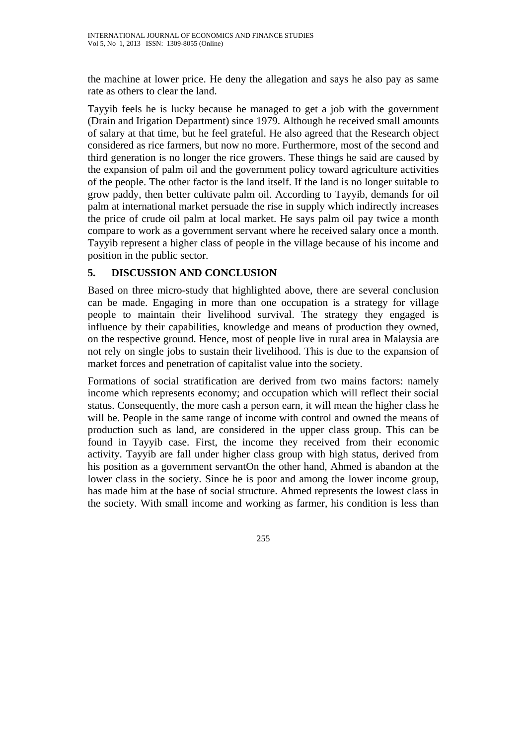the machine at lower price. He deny the allegation and says he also pay as same rate as others to clear the land.

Tayyib feels he is lucky because he managed to get a job with the government (Drain and Irigation Department) since 1979. Although he received small amounts of salary at that time, but he feel grateful. He also agreed that the Research object considered as rice farmers, but now no more. Furthermore, most of the second and third generation is no longer the rice growers. These things he said are caused by the expansion of palm oil and the government policy toward agriculture activities of the people. The other factor is the land itself. If the land is no longer suitable to grow paddy, then better cultivate palm oil. According to Tayyib, demands for oil palm at international market persuade the rise in supply which indirectly increases the price of crude oil palm at local market. He says palm oil pay twice a month compare to work as a government servant where he received salary once a month. Tayyib represent a higher class of people in the village because of his income and position in the public sector.

## 5. DISCUSSION AND CONCLUSION

Based on three micro-study that highlighted above, there are several conclusion can be made. Engaging in more than one occupation is a strategy for village people to maintain their livelihood survival. The strategy they engaged is influence by their capabilities, knowledge and means of production they owned, on the respective ground. Hence, most of people live in rural area in Malaysia are not rely on single jobs to sustain their livelihood. This is due to the expansion of market forces and penetration of capitalist value into the society.

Formations of social stratification are derived from two mains factors: namely income which represents economy; and occupation which will reflect their social status. Consequently, the more cash a person earn, it will mean the higher class he will be. People in the same range of income with control and owned the means of production such as land, are considered in the upper class group. This can be found in Tayyib case. First, the income they received from their economic activity. Tayyib are fall under higher class group with high status, derived from his position as a government servantOn the other hand, Ahmed is abandon at the lower class in the society. Since he is poor and among the lower income group, has made him at the base of social structure. Ahmed represents the lowest class in the society. With small income and working as farmer, his condition is less than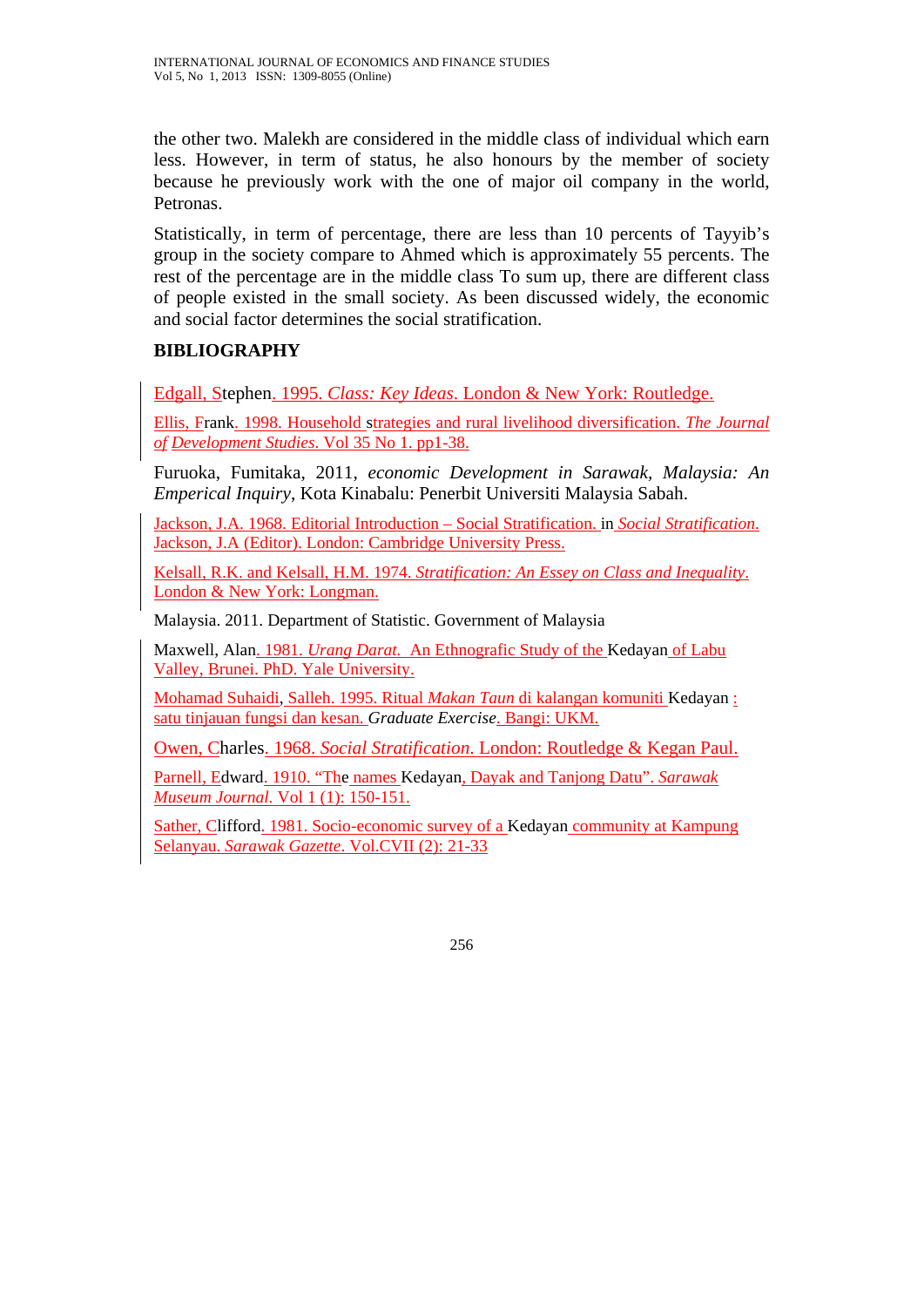the other two. Malekh are considered in the middle class of individual which earn less. However, in term of status, he also honours by the member of society because he previously work with the one of major oil company in the world, Petronas.

Statistically, in term of percentage, there are less than 10 percents of Tayyib's group in the society compare to Ahmed which is approximately 55 percents. The rest of the percentage are in the middle class To sum up, there are different class of people existed in the small society. As been discussed widely, the economic and social factor determines the social stratification.

## BIBLIOGRAPHY

Edgall, Stephen. 1995. *Class: Key Ideas*. London & New York: Routledge.

Ellis, Frank. 1998. Household strategies and rural livelihood diversification. *The Journal of Development Studies*. Vol 35 No 1. pp1-38.

Furuoka, Fumitaka, 2011, *economic Development in Sarawak, Malaysia: An Emperical Inquiry*, Kota Kinabalu: Penerbit Universiti Malaysia Sabah.

Jackson, J.A. 1968. Editorial Introduction – Social Stratification. in *Social Stratification*. Jackson, J.A (Editor). London: Cambridge University Press.

Kelsall, R.K. and Kelsall, H.M. 1974. *Stratification: An Essey on Class and Inequality*. London & New York: Longman.

Malaysia. 2011. Department of Statistic. Government of Malaysia

Maxwell, Alan. 1981. *Urang Darat*. An Ethnografic Study of the Kedayan of Labu Valley, Brunei. PhD. Yale University.

Mohamad Suhaidi, Salleh. 1995. Ritual *Makan Taun* di kalangan komuniti Kedayan : satu tinjauan fungsi dan kesan. *Graduate Exercise*. Bangi: UKM.

Owen, Charles. 1968. *Social Stratification*. London: Routledge & Kegan Paul.

Parnell, Edward. 1910. "The names Kedayan, Dayak and Tanjong Datu". *Sarawak Museum Journal*. Vol 1 (1): 150-151.

Sather, Clifford. 1981. Socio-economic survey of a Kedayan community at Kampung Selanyau. *Sarawak Gazette*. Vol.CVII (2): 21-33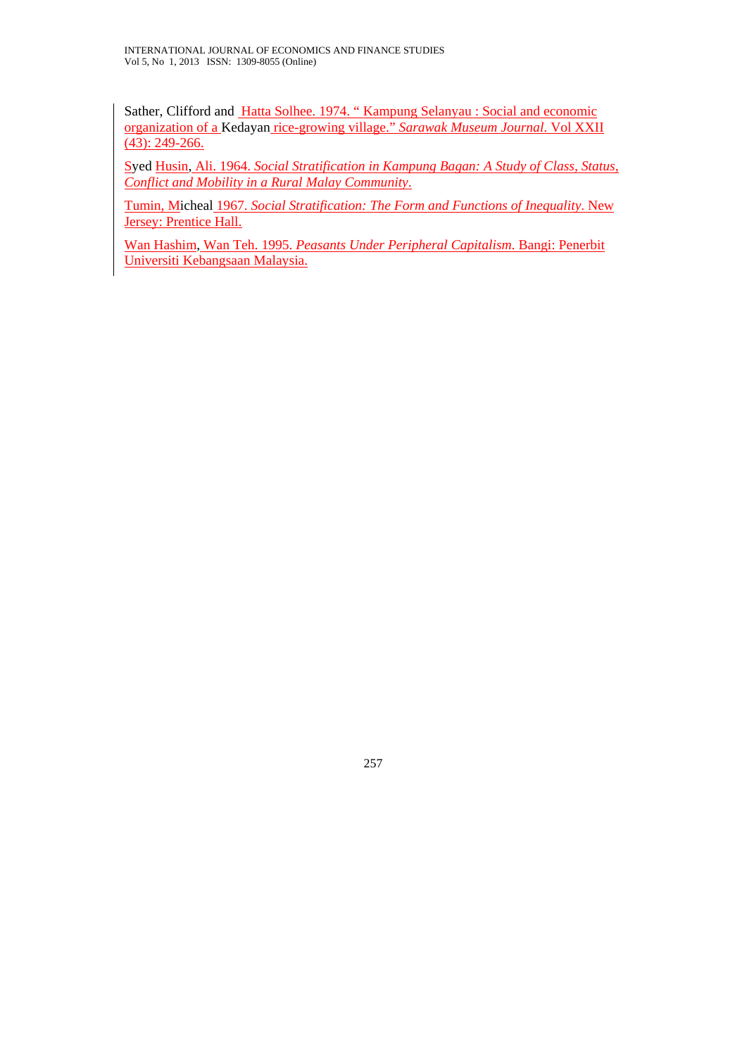Sather, Clifford and Hatta Solhee. 1974. " Kampung Selanyau : Social and economic organization of a Kedayan rice-growing village." *Sarawak Museum Journal*. Vol XXII (43): 249-266.

Syed Husin, Ali. 1964. *Social Stratification in Kampung Bagan: A Study of Class, Status, Conflict and Mobility in a Rural Malay Community*.

Tumin, Micheal 1967. *Social Stratification: The Form and Functions of Inequality*. New Jersey: Prentice Hall.

Wan Hashim, Wan Teh. 1995. *Peasants Under Peripheral Capitalism*. Bangi: Penerbit Universiti Kebangsaan Malaysia.